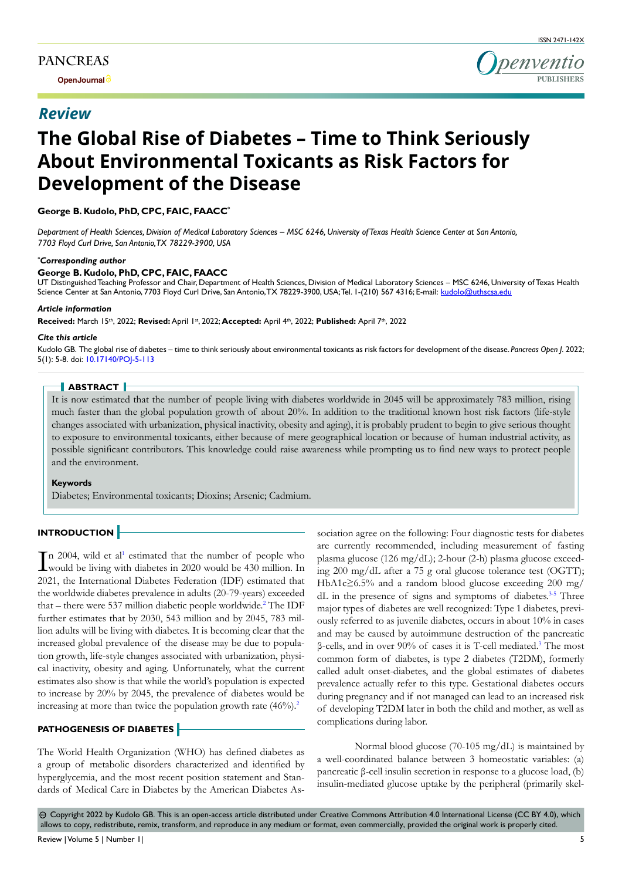Review

# The Global Rise of Diabetes – Time to Think Seriously About Environmental Toxicants as Risk Factors for Development of the Disease

**George B. Kudolo, PhD, CPC, FAIC, FAACC***

*Department of Health Sciences, Division of Medical Laboratory Sciences – MSC 6246, University of Texas Health Science Center at San Antonio, 7703 Floyd Curl Drive, San Antonio, TX 78229-3900, USA*

***Corresponding author***

**George B. Kudolo, PhD, CPC, FAIC, FAACC**

UT Distinguished Teaching Professor and Chair, Department of Health Sciences, Division of Medical Laboratory Sciences – MSC 6246, University of Texas Health Science Center at San Antonio, 7703 Floyd Curl Drive, San Antonio, TX 78229-3900, USA; Tel. 1-(210) 567 4316; E-mail: kudolo@uthscsa.edu

***Article information***

**Received:** March 15th, 2022; **Revised:** April 1st, 2022; **Accepted:** April 4th, 2022; **Published:** April 7th, 2022

***Cite this article***

Kudolo GB. The global rise of diabetes – time to think seriously about environmental toxicants as risk factors for development of the disease. *Pancreas Open J*. 2022; 5(1): 5-8. doi: 10.17140/POJ-5-113

## ABSTRACT

It is now estimated that the number of people living with diabetes worldwide in 2045 will be approximately 783 million, rising much faster than the global population growth of about 20%. In addition to the traditional known host risk factors (life-style changes associated with urbanization, physical inactivity, obesity and aging), it is probably prudent to begin to give serious thought to exposure to environmental toxicants, either because of mere geographical location or because of human industrial activity, as possible significant contributors. This knowledge could raise awareness while prompting us to find new ways to protect people and the environment.

**Keywords**

Diabetes; Environmental toxicants; Dioxins; Arsenic; Cadmium.

## INTRODUCTION

In 2004, wild et al[1] estimated that the number of people who would be living with diabetes in 2020 would be 430 million. In 2021, the International Diabetes Federation (IDF) estimated that the worldwide diabetes prevalence in adults (20-79-years) exceeded that – there were 537 million diabetic people worldwide.[2] The IDF further estimates that by 2030, 543 million and by 2045, 783 million adults will be living with diabetes. It is becoming clear that the increased global prevalence of the disease may be due to population growth, life-style changes associated with urbanization, physical inactivity, obesity and aging. Unfortunately, what the current estimates also show is that while the world's population is expected to increase by 20% by 2045, the prevalence of diabetes would be increasing at more than twice the population growth rate (46%).[2]

## PATHOGENESIS OF DIABETES

The World Health Organization (WHO) has defined diabetes as a group of metabolic disorders characterized and identified by hyperglycemia, and the most recent position statement and Standards of Medical Care in Diabetes by the American Diabetes Association agree on the following: Four diagnostic tests for diabetes are currently recommended, including measurement of fasting plasma glucose (126 mg/dL); 2-hour (2-h) plasma glucose exceeding 200 mg/dL after a 75 g oral glucose tolerance test (OGTT); HbA1c≥6.5% and a random blood glucose exceeding 200 mg/dL in the presence of signs and symptoms of diabetes.[3-5] Three major types of diabetes are well recognized: Type 1 diabetes, previously referred to as juvenile diabetes, occurs in about 10% in cases and may be caused by autoimmune destruction of the pancreatic β-cells, and in over 90% of cases it is T-cell mediated.[3] The most common form of diabetes, is type 2 diabetes (T2DM), formerly called adult onset-diabetes, and the global estimates of diabetes prevalence actually refer to this type. Gestational diabetes occurs during pregnancy and if not managed can lead to an increased risk of developing T2DM later in both the child and mother, as well as complications during labor.

Normal blood glucose (70-105 mg/dL) is maintained by a well-coordinated balance between 3 homeostatic variables: (a) pancreatic β-cell insulin secretion in response to a glucose load, (b) insulin-mediated glucose uptake by the peripheral (primarily skel-

Copyright 2022 by Kudolo GB. This is an open-access article distributed under Creative Commons Attribution 4.0 International License (CC BY 4.0), which allows to copy, redistribute, remix, transform, and reproduce in any medium or format, even commercially, provided the original work is properly cited.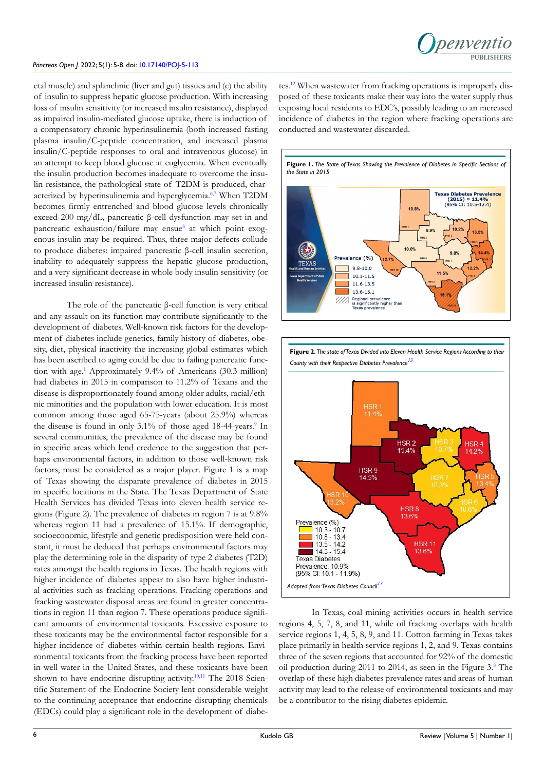etal muscle) and splanchnic (liver and gut) tissues and (c) the ability of insulin to suppress hepatic glucose production. With increasing loss of insulin sensitivity (or increased insulin resistance), displayed as impaired insulin-mediated glucose uptake, there is induction of a compensatory chronic hyperinsulinemia (both increased fasting plasma insulin/C-peptide concentration, and increased plasma insulin/C-peptide responses to oral and intravenous glucose) in an attempt to keep blood glucose at euglycemia. When eventually the insulin production becomes inadequate to overcome the insulin resistance, the pathological state of T2DM is produced, characterized by hyperinsulinemia and hyperglycemia.[6,7] When T2DM becomes firmly entrenched and blood glucose levels chronically exceed 200 mg/dL, pancreatic β-cell dysfunction may set in and pancreatic exhaustion/failure may ensue[8] at which point exogenous insulin may be required. Thus, three major defects collude to produce diabetes: impaired pancreatic β-cell insulin secretion, inability to adequately suppress the hepatic glucose production, and a very significant decrease in whole body insulin sensitivity (or increased insulin resistance).

The role of the pancreatic β-cell function is very critical and any assault on its function may contribute significantly to the development of diabetes. Well-known risk factors for the development of diabetes include genetics, family history of diabetes, obesity, diet, physical inactivity the increasing global estimates which has been ascribed to aging could be due to failing pancreatic function with age.[1] Approximately 9.4% of Americans (30.3 million) had diabetes in 2015 in comparison to 11.2% of Texans and the disease is disproportionately found among older adults, racial/ethnic minorities and the population with lower education. It is most common among those aged 65-75-years (about 25.9%) whereas the disease is found in only 3.1% of those aged 18-44-years.[9] In several communities, the prevalence of the disease may be found in specific areas which lend credence to the suggestion that perhaps environmental factors, in addition to those well-known risk factors, must be considered as a major player. Figure 1 is a map of Texas showing the disparate prevalence of diabetes in 2015 in specific locations in the State. The Texas Department of State Health Services has divided Texas into eleven health service regions (Figure 2). The prevalence of diabetes in region 7 is at 9.8% whereas region 11 had a prevalence of 15.1%. If demographic, socioeconomic, lifestyle and genetic predisposition were held constant, it must be deduced that perhaps environmental factors may play the determining role in the disparity of type 2 diabetes (T2D) rates amongst the health regions in Texas. The health regions with higher incidence of diabetes appear to also have higher industrial activities such as fracking operations. Fracking operations and fracking wastewater disposal areas are found in greater concentrations in region 11 than region 7. These operations produce significant amounts of environmental toxicants. Excessive exposure to these toxicants may be the environmental factor responsible for a higher incidence of diabetes within certain health regions. Environmental toxicants from the fracking process have been reported in well water in the United States, and these toxicants have been shown to have endocrine disrupting activity.[10,11] The 2018 Scientific Statement of the Endocrine Society lent considerable weight to the continuing acceptance that endocrine disrupting chemicals (EDCs) could play a significant role in the development of diabetes.[12] When wastewater from fracking operations is improperly disposed of these toxicants make their way into the water supply thus exposing local residents to EDC's, possibly leading to an increased incidence of diabetes in the region where fracking operations are conducted and wastewater discarded.

**Figure 1.** *The State of Texas Showing the Prevalence of Diabetes in Specific Sections of the State in 2015*

**Figure 2.** *The state of Texas Divided into Eleven Health Service Regions According to their County with their Respective Diabetes Prevalence*[13]

*Adapted from: Texas Diabetes Council*[13]

In Texas, coal mining activities occurs in health service regions 4, 5, 7, 8, and 11, while oil fracking overlaps with health service regions 1, 4, 5, 8, 9, and 11. Cotton farming in Texas takes place primarily in health service regions 1, 2, and 9. Texas contains three of the seven regions that accounted for 92% of the domestic oil production during 2011 to 2014, as seen in the Figure 3.[8] The overlap of these high diabetes prevalence rates and areas of human activity may lead to the release of environmental toxicants and may be a contributor to the rising diabetes epidemic.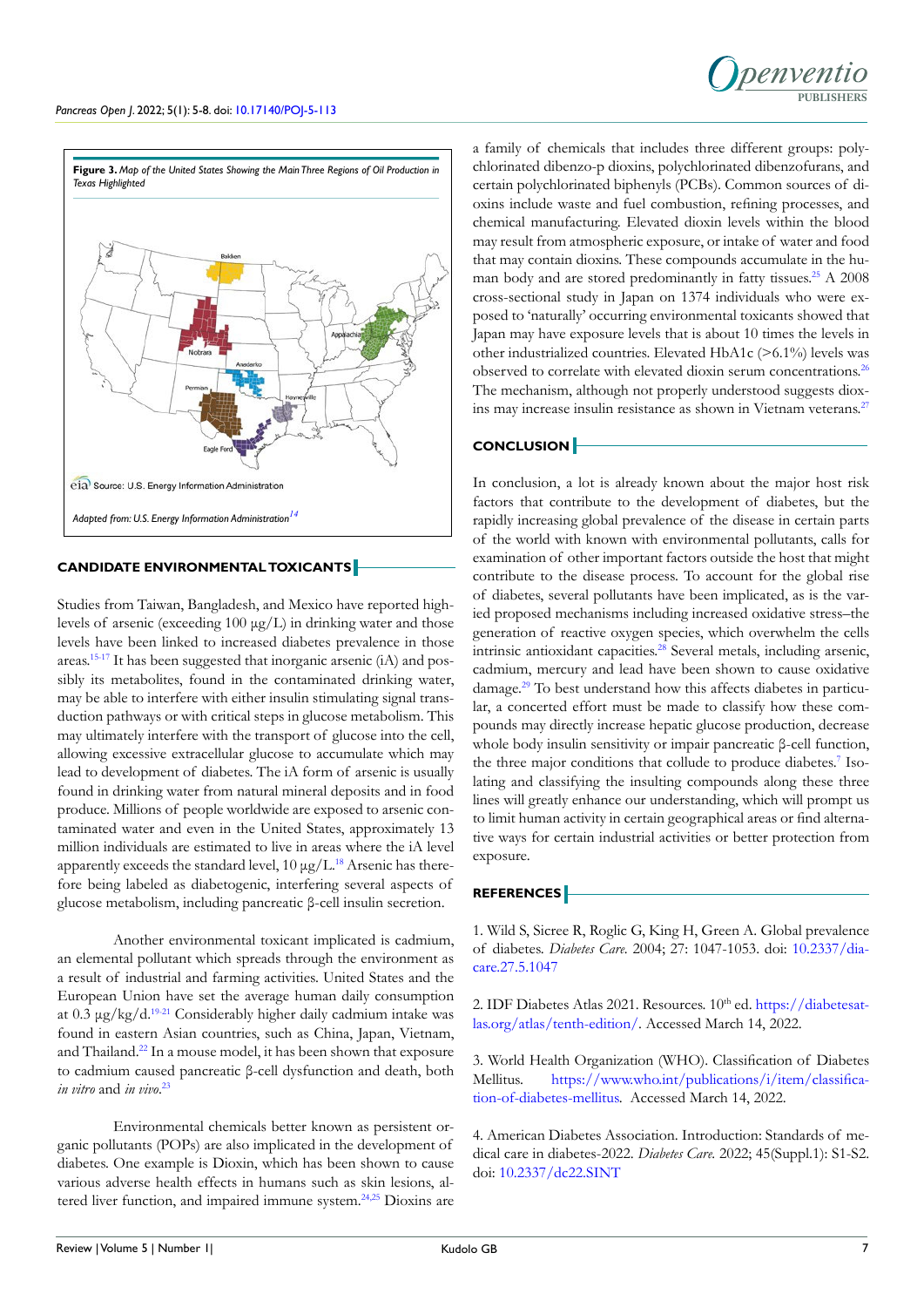**Figure 3.** *Map of the United States Showing the Main Three Regions of Oil Production in Texas Highlighted*

*Adapted from: U.S. Energy Information Administration*[14]

## CANDIDATE ENVIRONMENTAL TOXICANTS

Studies from Taiwan, Bangladesh, and Mexico have reported high-levels of arsenic (exceeding 100 µg/L) in drinking water and those levels have been linked to increased diabetes prevalence in those areas.[15-17] It has been suggested that inorganic arsenic (iA) and possibly its metabolites, found in the contaminated drinking water, may be able to interfere with either insulin stimulating signal transduction pathways or with critical steps in glucose metabolism. This may ultimately interfere with the transport of glucose into the cell, allowing excessive extracellular glucose to accumulate which may lead to development of diabetes. The iA form of arsenic is usually found in drinking water from natural mineral deposits and in food produce. Millions of people worldwide are exposed to arsenic contaminated water and even in the United States, approximately 13 million individuals are estimated to live in areas where the iA level apparently exceeds the standard level, 10 µg/L.[18] Arsenic has therefore being labeled as diabetogenic, interfering several aspects of glucose metabolism, including pancreatic β-cell insulin secretion.

Another environmental toxicant implicated is cadmium, an elemental pollutant which spreads through the environment as a result of industrial and farming activities. United States and the European Union have set the average human daily consumption at 0.3 µg/kg/d.[19-21] Considerably higher daily cadmium intake was found in eastern Asian countries, such as China, Japan, Vietnam, and Thailand.[22] In a mouse model, it has been shown that exposure to cadmium caused pancreatic β-cell dysfunction and death, both *in vitro* and *in vivo*.[23]

Environmental chemicals better known as persistent organic pollutants (POPs) are also implicated in the development of diabetes. One example is Dioxin, which has been shown to cause various adverse health effects in humans such as skin lesions, altered liver function, and impaired immune system.[24,25] Dioxins are a family of chemicals that includes three different groups: polychlorinated dibenzo-p dioxins, polychlorinated dibenzofurans, and certain polychlorinated biphenyls (PCBs). Common sources of dioxins include waste and fuel combustion, refining processes, and chemical manufacturing. Elevated dioxin levels within the blood may result from atmospheric exposure, or intake of water and food that may contain dioxins. These compounds accumulate in the human body and are stored predominantly in fatty tissues.[25] A 2008 cross-sectional study in Japan on 1374 individuals who were exposed to 'naturally' occurring environmental toxicants showed that Japan may have exposure levels that is about 10 times the levels in other industrialized countries. Elevated HbA1c (>6.1%) levels was observed to correlate with elevated dioxin serum concentrations.[26] The mechanism, although not properly understood suggests dioxins may increase insulin resistance as shown in Vietnam veterans.[27]

## CONCLUSION

In conclusion, a lot is already known about the major host risk factors that contribute to the development of diabetes, but the rapidly increasing global prevalence of the disease in certain parts of the world with known with environmental pollutants, calls for examination of other important factors outside the host that might contribute to the disease process. To account for the global rise of diabetes, several pollutants have been implicated, as is the varied proposed mechanisms including increased oxidative stress–the generation of reactive oxygen species, which overwhelm the cells intrinsic antioxidant capacities.[28] Several metals, including arsenic, cadmium, mercury and lead have been shown to cause oxidative damage.[29] To best understand how this affects diabetes in particular, a concerted effort must be made to classify how these compounds may directly increase hepatic glucose production, decrease whole body insulin sensitivity or impair pancreatic β-cell function, the three major conditions that collude to produce diabetes.[7] Isolating and classifying the insulting compounds along these three lines will greatly enhance our understanding, which will prompt us to limit human activity in certain geographical areas or find alternative ways for certain industrial activities or better protection from exposure.

## REFERENCES

1. Wild S, Sicree R, Roglic G, King H, Green A. Global prevalence of diabetes. *Diabetes Care.* 2004; 27: 1047-1053. doi: 10.2337/diacare.27.5.1047

2. IDF Diabetes Atlas 2021. Resources. 10th ed. https://diabetesatlas.org/atlas/tenth-edition/. Accessed March 14, 2022.

3. World Health Organization (WHO). Classification of Diabetes Mellitus. https://www.who.int/publications/i/item/classification-of-diabetes-mellitus. Accessed March 14, 2022.

4. American Diabetes Association. Introduction: Standards of medical care in diabetes-2022. *Diabetes Care.* 2022; 45(Suppl.1): S1-S2. doi: 10.2337/dc22.SINT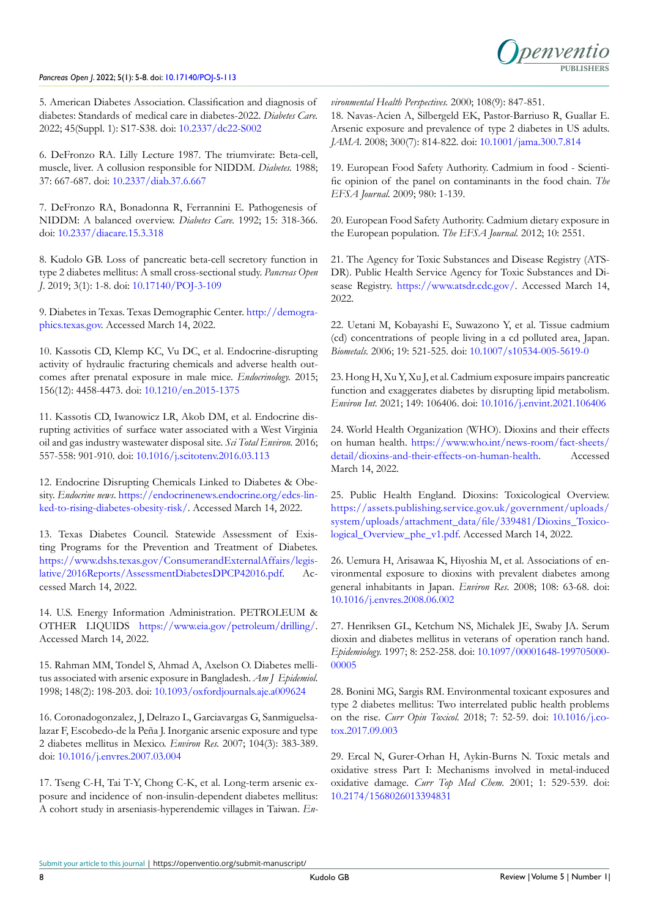5. American Diabetes Association. Classification and diagnosis of diabetes: Standards of medical care in diabetes-2022. *Diabetes Care.* 2022; 45(Suppl. 1): S17-S38. doi: 10.2337/dc22-S002

6. DeFronzo RA. Lilly Lecture 1987. The triumvirate: Beta-cell, muscle, liver. A collusion responsible for NIDDM. *Diabetes.* 1988; 37: 667-687. doi: 10.2337/diab.37.6.667

7. DeFronzo RA, Bonadonna R, Ferrannini E. Pathogenesis of NIDDM: A balanced overview. *Diabetes Care.* 1992; 15: 318-366. doi: 10.2337/diacare.15.3.318

8. Kudolo GB. Loss of pancreatic beta-cell secretory function in type 2 diabetes mellitus: A small cross-sectional study. *Pancreas Open J.* 2019; 3(1): 1-8. doi: 10.17140/POJ-3-109

9. Diabetes in Texas. Texas Demographic Center. http://demographics.texas.gov. Accessed March 14, 2022.

10. Kassotis CD, Klemp KC, Vu DC, et al. Endocrine-disrupting activity of hydraulic fracturing chemicals and adverse health outcomes after prenatal exposure in male mice. *Endocrinology.* 2015; 156(12): 4458-4473. doi: 10.1210/en.2015-1375

11. Kassotis CD, Iwanowicz LR, Akob DM, et al. Endocrine disrupting activities of surface water associated with a West Virginia oil and gas industry wastewater disposal site. *Sci Total Environ.* 2016; 557-558: 901-910. doi: 10.1016/j.scitotenv.2016.03.113

12. Endocrine Disrupting Chemicals Linked to Diabetes & Obesity. *Endocrine news*. https://endocrinenews.endocrine.org/edcs-linked-to-rising-diabetes-obesity-risk/. Accessed March 14, 2022.

13. Texas Diabetes Council. Statewide Assessment of Existing Programs for the Prevention and Treatment of Diabetes. https://www.dshs.texas.gov/ConsumerandExternalAffairs/legislative/2016Reports/AssessmentDiabetesDPCP42016.pdf. Accessed March 14, 2022.

14. U.S. Energy Information Administration. PETROLEUM & OTHER LIQUIDS https://www.eia.gov/petroleum/drilling/. Accessed March 14, 2022.

15. Rahman MM, Tondel S, Ahmad A, Axelson O. Diabetes mellitus associated with arsenic exposure in Bangladesh. *Am J Epidemiol.* 1998; 148(2): 198-203. doi: 10.1093/oxfordjournals.aje.a009624

16. Coronadogonzalez, J, Delrazo L, Garciavargas G, Sanmiguelsalazar F, Escobedo-de la Peña J. Inorganic arsenic exposure and type 2 diabetes mellitus in Mexico. *Environ Res.* 2007; 104(3): 383-389. doi: 10.1016/j.envres.2007.03.004

17. Tseng C-H, Tai T-Y, Chong C-K, et al. Long-term arsenic exposure and incidence of non-insulin-dependent diabetes mellitus: A cohort study in arseniasis-hyperendemic villages in Taiwan. *Environmental Health Perspectives.* 2000; 108(9): 847-851.

18. Navas-Acien A, Silbergeld EK, Pastor-Barriuso R, Guallar E. Arsenic exposure and prevalence of type 2 diabetes in US adults. *JAMA.* 2008; 300(7): 814-822. doi: 10.1001/jama.300.7.814

19. European Food Safety Authority. Cadmium in food - Scientific opinion of the panel on contaminants in the food chain. *The EFSA Journal.* 2009; 980: 1-139.

20. European Food Safety Authority. Cadmium dietary exposure in the European population. *The EFSA Journal.* 2012; 10: 2551.

21. The Agency for Toxic Substances and Disease Registry (ATSDR). Public Health Service Agency for Toxic Substances and Disease Registry. https://www.atsdr.cdc.gov/. Accessed March 14, 2022.

22. Uetani M, Kobayashi E, Suwazono Y, et al. Tissue cadmium (cd) concentrations of people living in a cd polluted area, Japan. *Biometals.* 2006; 19: 521-525. doi: 10.1007/s10534-005-5619-0

23. Hong H, Xu Y, Xu J, et al. Cadmium exposure impairs pancreatic function and exaggerates diabetes by disrupting lipid metabolism. *Environ Int.* 2021; 149: 106406. doi: 10.1016/j.envint.2021.106406

24. World Health Organization (WHO). Dioxins and their effects on human health. https://www.who.int/news-room/fact-sheets/detail/dioxins-and-their-effects-on-human-health. Accessed March 14, 2022.

25. Public Health England. Dioxins: Toxicological Overview. https://assets.publishing.service.gov.uk/government/uploads/system/uploads/attachment_data/file/339481/Dioxins_Toxicological_Overview_phe_v1.pdf. Accessed March 14, 2022.

26. Uemura H, Arisawaa K, Hiyoshia M, et al. Associations of environmental exposure to dioxins with prevalent diabetes among general inhabitants in Japan. *Environ Res.* 2008; 108: 63-68. doi: 10.1016/j.envres.2008.06.002

27. Henriksen GL, Ketchum NS, Michalek JE, Swaby JA. Serum dioxin and diabetes mellitus in veterans of operation ranch hand. *Epidemiology.* 1997; 8: 252-258. doi: 10.1097/00001648-199705000-00005

28. Bonini MG, Sargis RM. Environmental toxicant exposures and type 2 diabetes mellitus: Two interrelated public health problems on the rise. *Curr Opin Toxicol.* 2018; 7: 52-59. doi: 10.1016/j.cotox.2017.09.003

29. Ercal N, Gurer-Orhan H, Aykin-Burns N. Toxic metals and oxidative stress Part I: Mechanisms involved in metal-induced oxidative damage. *Curr Top Med Chem.* 2001; 1: 529-539. doi: 10.2174/1568026013394831